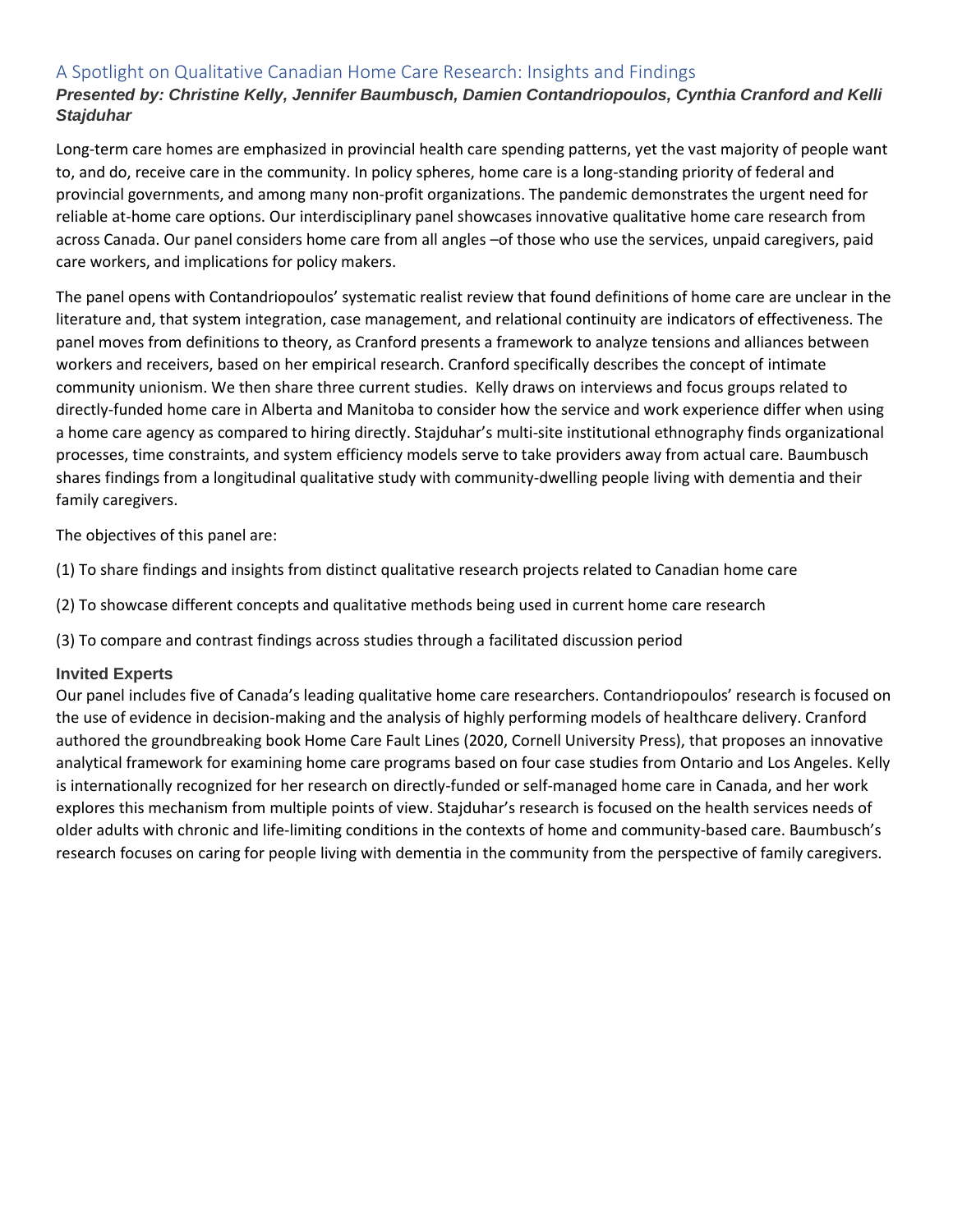## A Spotlight on Qualitative Canadian Home Care Research: Insights and Findings

***Presented by: Christine Kelly, Jennifer Baumbusch, Damien Contandriopoulos, Cynthia Cranford and Kelli Stajduhar***

Long-term care homes are emphasized in provincial health care spending patterns, yet the vast majority of people want to, and do, receive care in the community. In policy spheres, home care is a long-standing priority of federal and provincial governments, and among many non-profit organizations. The pandemic demonstrates the urgent need for reliable at-home care options. Our interdisciplinary panel showcases innovative qualitative home care research from across Canada. Our panel considers home care from all angles –of those who use the services, unpaid caregivers, paid care workers, and implications for policy makers.

The panel opens with Contandriopoulos' systematic realist review that found definitions of home care are unclear in the literature and, that system integration, case management, and relational continuity are indicators of effectiveness. The panel moves from definitions to theory, as Cranford presents a framework to analyze tensions and alliances between workers and receivers, based on her empirical research. Cranford specifically describes the concept of intimate community unionism. We then share three current studies. Kelly draws on interviews and focus groups related to directly-funded home care in Alberta and Manitoba to consider how the service and work experience differ when using a home care agency as compared to hiring directly. Stajduhar's multi-site institutional ethnography finds organizational processes, time constraints, and system efficiency models serve to take providers away from actual care. Baumbusch shares findings from a longitudinal qualitative study with community-dwelling people living with dementia and their family caregivers.

The objectives of this panel are:

(1) To share findings and insights from distinct qualitative research projects related to Canadian home care

(2) To showcase different concepts and qualitative methods being used in current home care research

(3) To compare and contrast findings across studies through a facilitated discussion period

### Invited Experts

Our panel includes five of Canada's leading qualitative home care researchers. Contandriopoulos' research is focused on the use of evidence in decision-making and the analysis of highly performing models of healthcare delivery. Cranford authored the groundbreaking book Home Care Fault Lines (2020, Cornell University Press), that proposes an innovative analytical framework for examining home care programs based on four case studies from Ontario and Los Angeles. Kelly is internationally recognized for her research on directly-funded or self-managed home care in Canada, and her work explores this mechanism from multiple points of view. Stajduhar's research is focused on the health services needs of older adults with chronic and life-limiting conditions in the contexts of home and community-based care. Baumbusch's research focuses on caring for people living with dementia in the community from the perspective of family caregivers.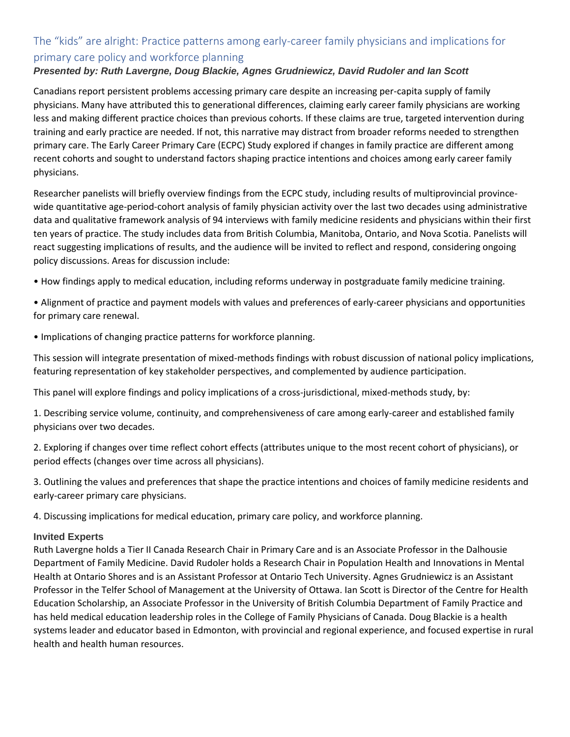## The "kids" are alright: Practice patterns among early-career family physicians and implications for primary care policy and workforce planning

***Presented by: Ruth Lavergne, Doug Blackie, Agnes Grudniewicz, David Rudoler and Ian Scott***

Canadians report persistent problems accessing primary care despite an increasing per-capita supply of family physicians. Many have attributed this to generational differences, claiming early career family physicians are working less and making different practice choices than previous cohorts. If these claims are true, targeted intervention during training and early practice are needed. If not, this narrative may distract from broader reforms needed to strengthen primary care. The Early Career Primary Care (ECPC) Study explored if changes in family practice are different among recent cohorts and sought to understand factors shaping practice intentions and choices among early career family physicians.

Researcher panelists will briefly overview findings from the ECPC study, including results of multiprovincial province-wide quantitative age-period-cohort analysis of family physician activity over the last two decades using administrative data and qualitative framework analysis of 94 interviews with family medicine residents and physicians within their first ten years of practice. The study includes data from British Columbia, Manitoba, Ontario, and Nova Scotia. Panelists will react suggesting implications of results, and the audience will be invited to reflect and respond, considering ongoing policy discussions. Areas for discussion include:

- How findings apply to medical education, including reforms underway in postgraduate family medicine training.
- Alignment of practice and payment models with values and preferences of early-career physicians and opportunities for primary care renewal.
- Implications of changing practice patterns for workforce planning.

This session will integrate presentation of mixed-methods findings with robust discussion of national policy implications, featuring representation of key stakeholder perspectives, and complemented by audience participation.

This panel will explore findings and policy implications of a cross-jurisdictional, mixed-methods study, by:

1. Describing service volume, continuity, and comprehensiveness of care among early-career and established family physicians over two decades.
2. Exploring if changes over time reflect cohort effects (attributes unique to the most recent cohort of physicians), or period effects (changes over time across all physicians).
3. Outlining the values and preferences that shape the practice intentions and choices of family medicine residents and early-career primary care physicians.
4. Discussing implications for medical education, primary care policy, and workforce planning.

### Invited Experts

Ruth Lavergne holds a Tier II Canada Research Chair in Primary Care and is an Associate Professor in the Dalhousie Department of Family Medicine. David Rudoler holds a Research Chair in Population Health and Innovations in Mental Health at Ontario Shores and is an Assistant Professor at Ontario Tech University. Agnes Grudniewicz is an Assistant Professor in the Telfer School of Management at the University of Ottawa. Ian Scott is Director of the Centre for Health Education Scholarship, an Associate Professor in the University of British Columbia Department of Family Practice and has held medical education leadership roles in the College of Family Physicians of Canada. Doug Blackie is a health systems leader and educator based in Edmonton, with provincial and regional experience, and focused expertise in rural health and health human resources.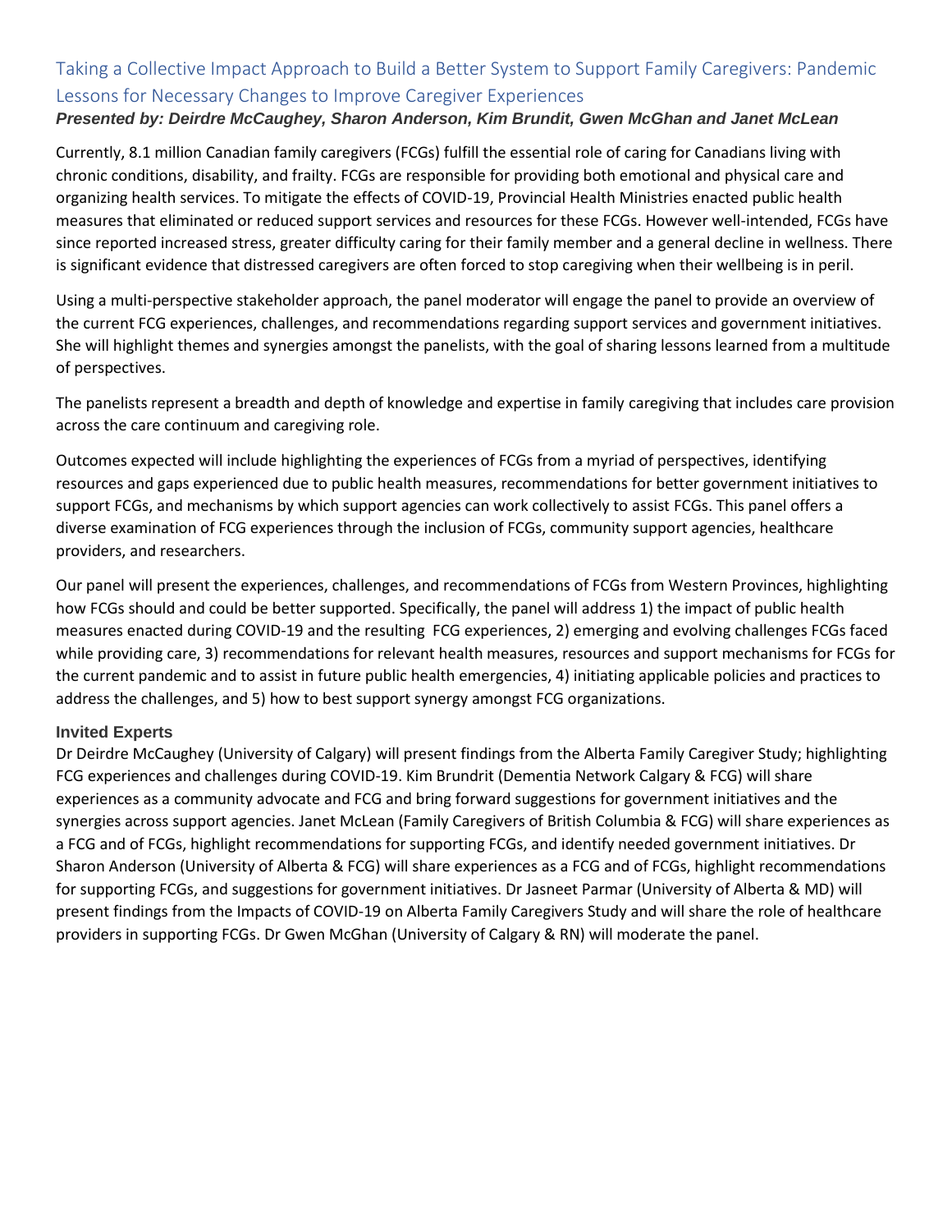## Taking a Collective Impact Approach to Build a Better System to Support Family Caregivers: Pandemic Lessons for Necessary Changes to Improve Caregiver Experiences

***Presented by: Deirdre McCaughey, Sharon Anderson, Kim Brundit, Gwen McGhan and Janet McLean***

Currently, 8.1 million Canadian family caregivers (FCGs) fulfill the essential role of caring for Canadians living with chronic conditions, disability, and frailty. FCGs are responsible for providing both emotional and physical care and organizing health services. To mitigate the effects of COVID-19, Provincial Health Ministries enacted public health measures that eliminated or reduced support services and resources for these FCGs. However well-intended, FCGs have since reported increased stress, greater difficulty caring for their family member and a general decline in wellness. There is significant evidence that distressed caregivers are often forced to stop caregiving when their wellbeing is in peril.

Using a multi-perspective stakeholder approach, the panel moderator will engage the panel to provide an overview of the current FCG experiences, challenges, and recommendations regarding support services and government initiatives. She will highlight themes and synergies amongst the panelists, with the goal of sharing lessons learned from a multitude of perspectives.

The panelists represent a breadth and depth of knowledge and expertise in family caregiving that includes care provision across the care continuum and caregiving role.

Outcomes expected will include highlighting the experiences of FCGs from a myriad of perspectives, identifying resources and gaps experienced due to public health measures, recommendations for better government initiatives to support FCGs, and mechanisms by which support agencies can work collectively to assist FCGs. This panel offers a diverse examination of FCG experiences through the inclusion of FCGs, community support agencies, healthcare providers, and researchers.

Our panel will present the experiences, challenges, and recommendations of FCGs from Western Provinces, highlighting how FCGs should and could be better supported. Specifically, the panel will address 1) the impact of public health measures enacted during COVID-19 and the resulting FCG experiences, 2) emerging and evolving challenges FCGs faced while providing care, 3) recommendations for relevant health measures, resources and support mechanisms for FCGs for the current pandemic and to assist in future public health emergencies, 4) initiating applicable policies and practices to address the challenges, and 5) how to best support synergy amongst FCG organizations.

### Invited Experts

Dr Deirdre McCaughey (University of Calgary) will present findings from the Alberta Family Caregiver Study; highlighting FCG experiences and challenges during COVID-19. Kim Brundrit (Dementia Network Calgary & FCG) will share experiences as a community advocate and FCG and bring forward suggestions for government initiatives and the synergies across support agencies. Janet McLean (Family Caregivers of British Columbia & FCG) will share experiences as a FCG and of FCGs, highlight recommendations for supporting FCGs, and identify needed government initiatives. Dr Sharon Anderson (University of Alberta & FCG) will share experiences as a FCG and of FCGs, highlight recommendations for supporting FCGs, and suggestions for government initiatives. Dr Jasneet Parmar (University of Alberta & MD) will present findings from the Impacts of COVID-19 on Alberta Family Caregivers Study and will share the role of healthcare providers in supporting FCGs. Dr Gwen McGhan (University of Calgary & RN) will moderate the panel.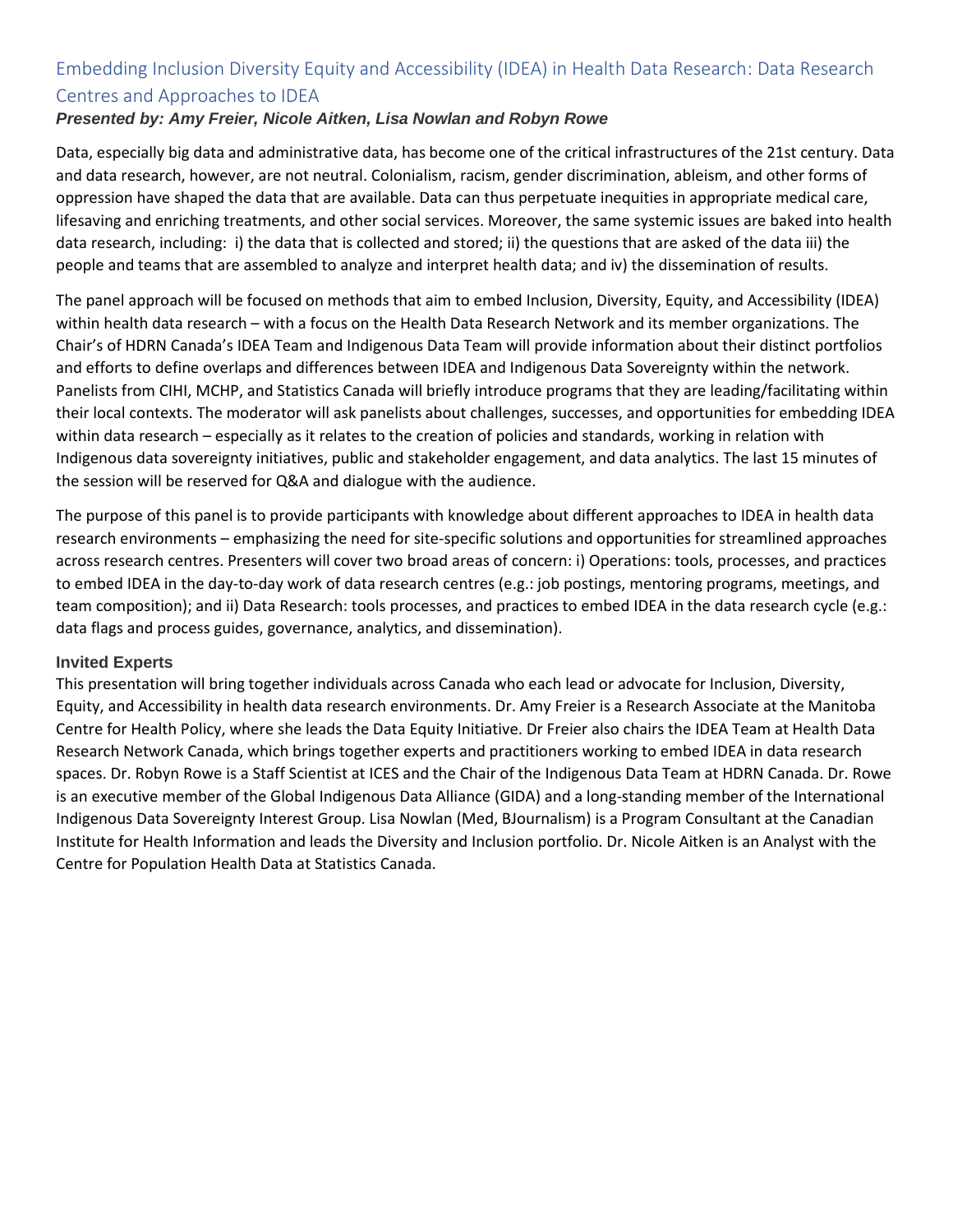## Embedding Inclusion Diversity Equity and Accessibility (IDEA) in Health Data Research: Data Research Centres and Approaches to IDEA

***Presented by: Amy Freier, Nicole Aitken, Lisa Nowlan and Robyn Rowe***

Data, especially big data and administrative data, has become one of the critical infrastructures of the 21st century. Data and data research, however, are not neutral. Colonialism, racism, gender discrimination, ableism, and other forms of oppression have shaped the data that are available. Data can thus perpetuate inequities in appropriate medical care, lifesaving and enriching treatments, and other social services. Moreover, the same systemic issues are baked into health data research, including: i) the data that is collected and stored; ii) the questions that are asked of the data iii) the people and teams that are assembled to analyze and interpret health data; and iv) the dissemination of results.

The panel approach will be focused on methods that aim to embed Inclusion, Diversity, Equity, and Accessibility (IDEA) within health data research – with a focus on the Health Data Research Network and its member organizations. The Chair's of HDRN Canada's IDEA Team and Indigenous Data Team will provide information about their distinct portfolios and efforts to define overlaps and differences between IDEA and Indigenous Data Sovereignty within the network. Panelists from CIHI, MCHP, and Statistics Canada will briefly introduce programs that they are leading/facilitating within their local contexts. The moderator will ask panelists about challenges, successes, and opportunities for embedding IDEA within data research – especially as it relates to the creation of policies and standards, working in relation with Indigenous data sovereignty initiatives, public and stakeholder engagement, and data analytics. The last 15 minutes of the session will be reserved for Q&A and dialogue with the audience.

The purpose of this panel is to provide participants with knowledge about different approaches to IDEA in health data research environments – emphasizing the need for site-specific solutions and opportunities for streamlined approaches across research centres. Presenters will cover two broad areas of concern: i) Operations: tools, processes, and practices to embed IDEA in the day-to-day work of data research centres (e.g.: job postings, mentoring programs, meetings, and team composition); and ii) Data Research: tools processes, and practices to embed IDEA in the data research cycle (e.g.: data flags and process guides, governance, analytics, and dissemination).

### Invited Experts

This presentation will bring together individuals across Canada who each lead or advocate for Inclusion, Diversity, Equity, and Accessibility in health data research environments. Dr. Amy Freier is a Research Associate at the Manitoba Centre for Health Policy, where she leads the Data Equity Initiative. Dr Freier also chairs the IDEA Team at Health Data Research Network Canada, which brings together experts and practitioners working to embed IDEA in data research spaces. Dr. Robyn Rowe is a Staff Scientist at ICES and the Chair of the Indigenous Data Team at HDRN Canada. Dr. Rowe is an executive member of the Global Indigenous Data Alliance (GIDA) and a long-standing member of the International Indigenous Data Sovereignty Interest Group. Lisa Nowlan (Med, BJournalism) is a Program Consultant at the Canadian Institute for Health Information and leads the Diversity and Inclusion portfolio. Dr. Nicole Aitken is an Analyst with the Centre for Population Health Data at Statistics Canada.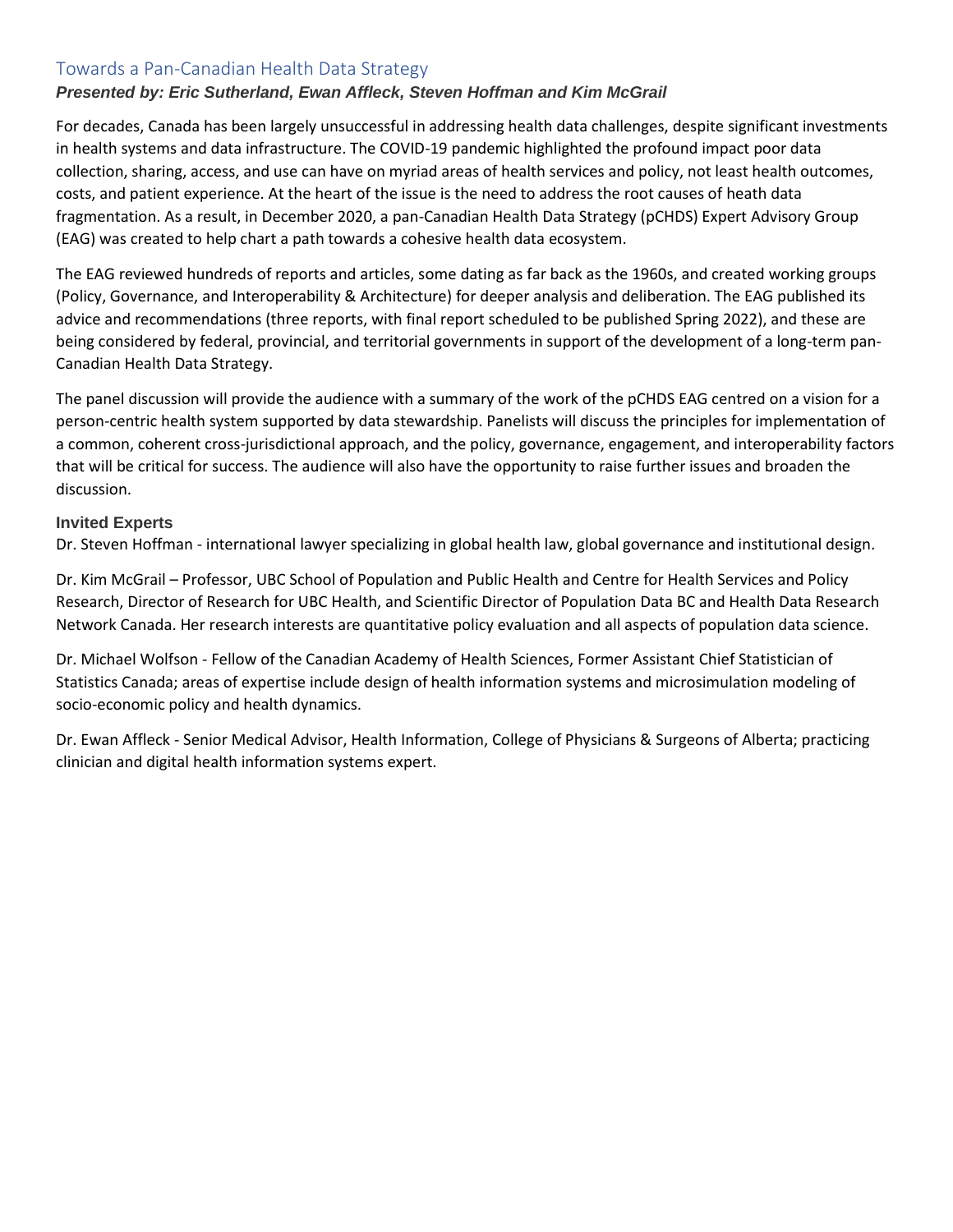## Towards a Pan-Canadian Health Data Strategy

***Presented by: Eric Sutherland, Ewan Affleck, Steven Hoffman and Kim McGrail***

For decades, Canada has been largely unsuccessful in addressing health data challenges, despite significant investments in health systems and data infrastructure. The COVID-19 pandemic highlighted the profound impact poor data collection, sharing, access, and use can have on myriad areas of health services and policy, not least health outcomes, costs, and patient experience. At the heart of the issue is the need to address the root causes of heath data fragmentation. As a result, in December 2020, a pan-Canadian Health Data Strategy (pCHDS) Expert Advisory Group (EAG) was created to help chart a path towards a cohesive health data ecosystem.

The EAG reviewed hundreds of reports and articles, some dating as far back as the 1960s, and created working groups (Policy, Governance, and Interoperability & Architecture) for deeper analysis and deliberation. The EAG published its advice and recommendations (three reports, with final report scheduled to be published Spring 2022), and these are being considered by federal, provincial, and territorial governments in support of the development of a long-term pan-Canadian Health Data Strategy.

The panel discussion will provide the audience with a summary of the work of the pCHDS EAG centred on a vision for a person-centric health system supported by data stewardship. Panelists will discuss the principles for implementation of a common, coherent cross-jurisdictional approach, and the policy, governance, engagement, and interoperability factors that will be critical for success. The audience will also have the opportunity to raise further issues and broaden the discussion.

### Invited Experts

Dr. Steven Hoffman - international lawyer specializing in global health law, global governance and institutional design.

Dr. Kim McGrail – Professor, UBC School of Population and Public Health and Centre for Health Services and Policy Research, Director of Research for UBC Health, and Scientific Director of Population Data BC and Health Data Research Network Canada. Her research interests are quantitative policy evaluation and all aspects of population data science.

Dr. Michael Wolfson - Fellow of the Canadian Academy of Health Sciences, Former Assistant Chief Statistician of Statistics Canada; areas of expertise include design of health information systems and microsimulation modeling of socio-economic policy and health dynamics.

Dr. Ewan Affleck - Senior Medical Advisor, Health Information, College of Physicians & Surgeons of Alberta; practicing clinician and digital health information systems expert.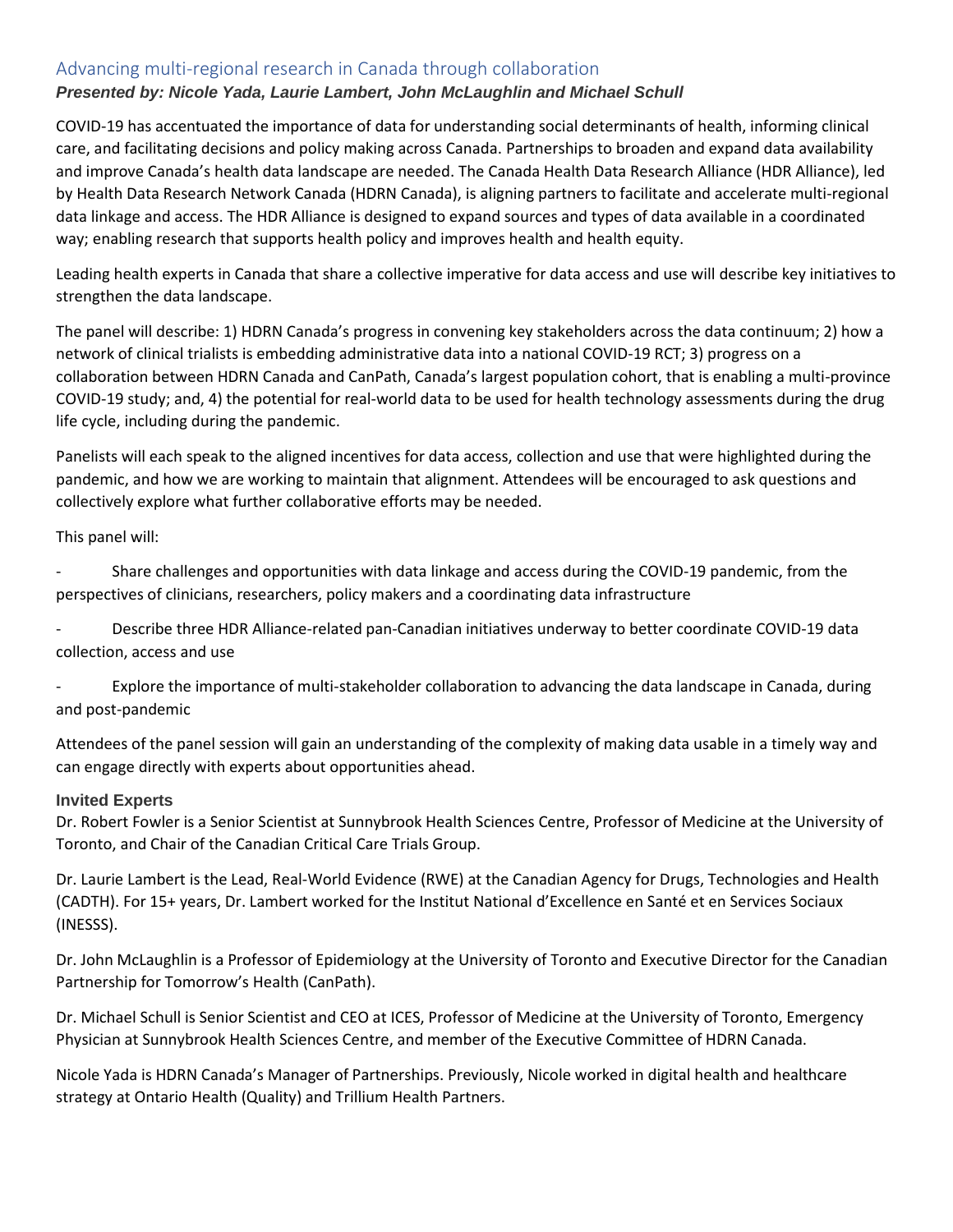## Advancing multi-regional research in Canada through collaboration

***Presented by: Nicole Yada, Laurie Lambert, John McLaughlin and Michael Schull***

COVID-19 has accentuated the importance of data for understanding social determinants of health, informing clinical care, and facilitating decisions and policy making across Canada. Partnerships to broaden and expand data availability and improve Canada's health data landscape are needed. The Canada Health Data Research Alliance (HDR Alliance), led by Health Data Research Network Canada (HDRN Canada), is aligning partners to facilitate and accelerate multi-regional data linkage and access. The HDR Alliance is designed to expand sources and types of data available in a coordinated way; enabling research that supports health policy and improves health and health equity.

Leading health experts in Canada that share a collective imperative for data access and use will describe key initiatives to strengthen the data landscape.

The panel will describe: 1) HDRN Canada's progress in convening key stakeholders across the data continuum; 2) how a network of clinical trialists is embedding administrative data into a national COVID-19 RCT; 3) progress on a collaboration between HDRN Canada and CanPath, Canada's largest population cohort, that is enabling a multi-province COVID-19 study; and, 4) the potential for real-world data to be used for health technology assessments during the drug life cycle, including during the pandemic.

Panelists will each speak to the aligned incentives for data access, collection and use that were highlighted during the pandemic, and how we are working to maintain that alignment. Attendees will be encouraged to ask questions and collectively explore what further collaborative efforts may be needed.

This panel will:

- Share challenges and opportunities with data linkage and access during the COVID-19 pandemic, from the perspectives of clinicians, researchers, policy makers and a coordinating data infrastructure
- Describe three HDR Alliance-related pan-Canadian initiatives underway to better coordinate COVID-19 data collection, access and use
- Explore the importance of multi-stakeholder collaboration to advancing the data landscape in Canada, during and post-pandemic

Attendees of the panel session will gain an understanding of the complexity of making data usable in a timely way and can engage directly with experts about opportunities ahead.

### Invited Experts

Dr. Robert Fowler is a Senior Scientist at Sunnybrook Health Sciences Centre, Professor of Medicine at the University of Toronto, and Chair of the Canadian Critical Care Trials Group.

Dr. Laurie Lambert is the Lead, Real-World Evidence (RWE) at the Canadian Agency for Drugs, Technologies and Health (CADTH). For 15+ years, Dr. Lambert worked for the Institut National d'Excellence en Santé et en Services Sociaux (INESSS).

Dr. John McLaughlin is a Professor of Epidemiology at the University of Toronto and Executive Director for the Canadian Partnership for Tomorrow's Health (CanPath).

Dr. Michael Schull is Senior Scientist and CEO at ICES, Professor of Medicine at the University of Toronto, Emergency Physician at Sunnybrook Health Sciences Centre, and member of the Executive Committee of HDRN Canada.

Nicole Yada is HDRN Canada's Manager of Partnerships. Previously, Nicole worked in digital health and healthcare strategy at Ontario Health (Quality) and Trillium Health Partners.